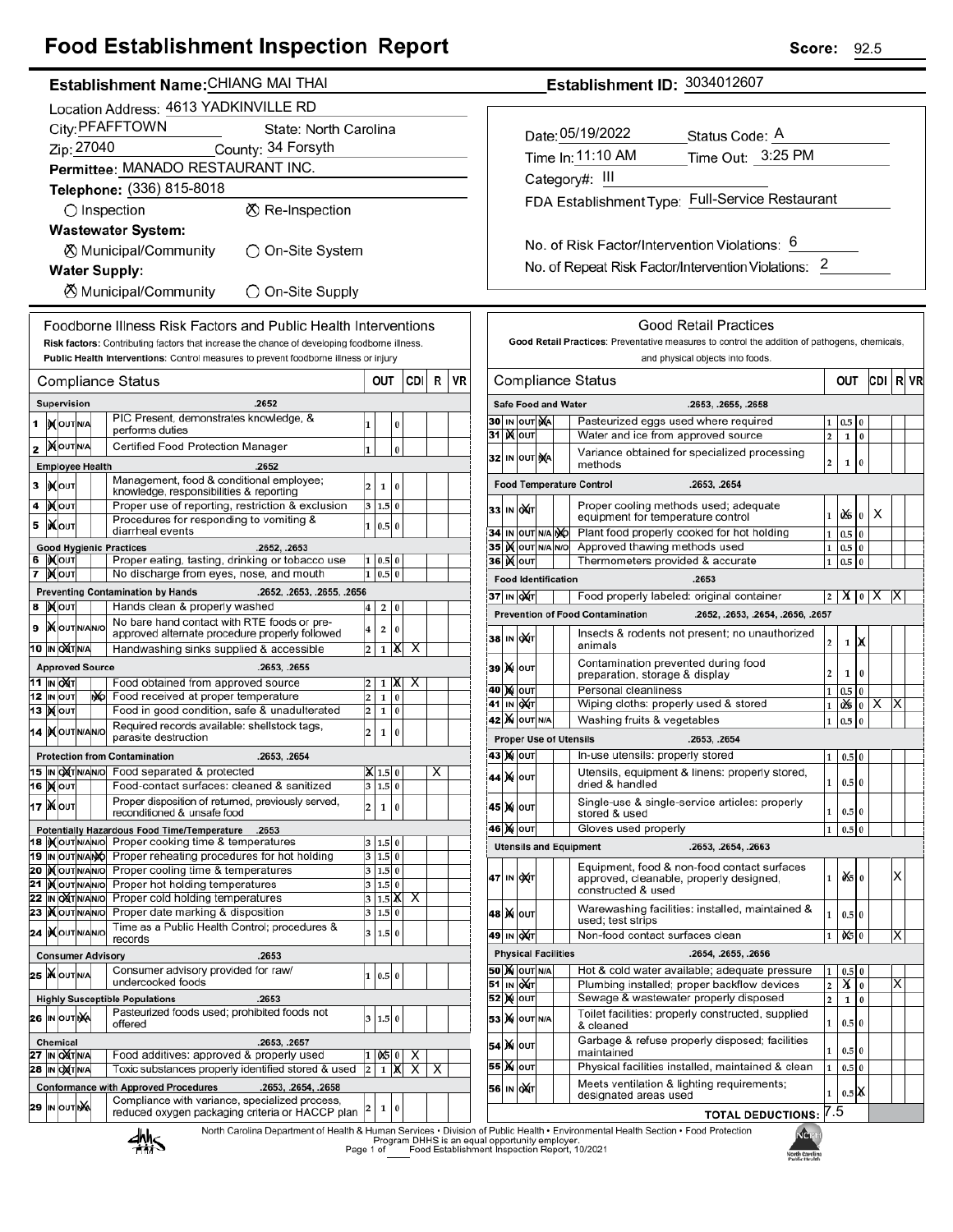# Food Establishment Inspection Report

**Score:** 92.5

**Establishment Name:** CHIANG MAI THAI

**Establishment ID:** 3034012607

Location Address: 4613 YADKINVILLE RD
City: PFAFFTOWN  State: North Carolina
Zip: 27040  County: 34 Forsyth
Permittee: MANADO RESTAURANT INC.
Telephone: (336) 815-8018

○ Inspection  ⊗ Re-Inspection

**Wastewater System:**
⊗ Municipal/Community  ○ On-Site System

**Water Supply:**
⊗ Municipal/Community  ○ On-Site Supply

Date: 05/19/2022  Status Code: A
Time In: 11:10 AM  Time Out: 3:25 PM
Category#: III
FDA Establishment Type: Full-Service Restaurant

No. of Risk Factor/Intervention Violations: 6
No. of Repeat Risk Factor/Intervention Violations: 2

## Foodborne Illness Risk Factors and Public Health Interventions

**Risk factors:** Contributing factors that increase the chance of developing foodborne illness.
**Public Health Interventions:** Control measures to prevent foodborne illness or injury

| # | Compliance Status | Item | OUT | CDI | R | VR |
|---|---|---|---|---|---|---|
| | **Supervision** | **.2652** | | | | |
| 1 | IN | PIC Present, demonstrates knowledge, & performs duties | 1 0 | | | |
| 2 | IN | Certified Food Protection Manager | 1 0 | | | |
| | **Employee Health** | **.2652** | | | | |
| 3 | IN | Management, food & conditional employee; knowledge, responsibilities & reporting | 2 1 0 | | | |
| 4 | IN | Proper use of reporting, restriction & exclusion | 3 1.5 0 | | | |
| 5 | IN | Procedures for responding to vomiting & diarrheal events | 1 0.5 0 | | | |
| | **Good Hygienic Practices** | **.2652, .2653** | | | | |
| 6 | IN | Proper eating, tasting, drinking or tobacco use | 1 0.5 0 | | | |
| 7 | IN | No discharge from eyes, nose, and mouth | 1 0.5 0 | | | |
| | **Preventing Contamination by Hands** | **.2652, .2653, .2655, .2656** | | | | |
| 8 | IN | Hands clean & properly washed | 4 2 0 | | | |
| 9 | IN | No bare hand contact with RTE foods or pre-approved alternate procedure properly followed | 4 2 0 | | | |
| 10 | OUT | Handwashing sinks supplied & accessible | 2 1 0 (X) | X | | |
| | **Approved Source** | **.2653, .2655** | | | | |
| 11 | OUT | Food obtained from approved source | 2 1 0 (X) | X | | |
| 12 | N/O | Food received at proper temperature | 2 1 0 | | | |
| 13 | IN | Food in good condition, safe & unadulterated | 2 1 0 | | | |
| 14 | IN | Required records available: shellstock tags, parasite destruction | 2 1 0 | | | |
| | **Protection from Contamination** | **.2653, .2654** | | | | |
| 15 | OUT | Food separated & protected | (X) 1.5 0 | | X | |
| 16 | IN | Food-contact surfaces: cleaned & sanitized | 3 1.5 0 | | | |
| 17 | IN | Proper disposition of returned, previously served, reconditioned & unsafe food | 2 1 0 | | | |
| | **Potentially Hazardous Food Time/Temperature** | **.2653** | | | | |
| 18 | IN | Proper cooking time & temperatures | 3 1.5 0 | | | |
| 19 | N/O | Proper reheating procedures for hot holding | 3 1.5 0 | | | |
| 20 | IN | Proper cooling time & temperatures | 3 1.5 0 | | | |
| 21 | IN | Proper hot holding temperatures | 3 1.5 0 | | | |
| 22 | OUT | Proper cold holding temperatures | 3 1.5 (X) | X | | |
| 23 | IN | Proper date marking & disposition | 3 1.5 0 | | | |
| 24 | IN | Time as a Public Health Control; procedures & records | 3 1.5 0 | | | |
| | **Consumer Advisory** | **.2653** | | | | |
| 25 | IN | Consumer advisory provided for raw/undercooked foods | 1 0.5 0 | | | |
| | **Highly Susceptible Populations** | **.2653** | | | | |
| 26 | N/A | Pasteurized foods used; prohibited foods not offered | 3 1.5 0 | | | |
| | **Chemical** | **.2653, .2657** | | | | |
| 27 | OUT | Food additives: approved & properly used | 1 (0.5) 0 | X | | |
| 28 | OUT | Toxic substances properly identified stored & used | 2 1 (X) | X | X | |
| | **Conformance with Approved Procedures** | **.2653, .2654, .2658** | | | | |
| 29 | N/A | Compliance with variance, specialized process, reduced oxygen packaging criteria or HACCP plan | 2 1 0 | | | |

## Good Retail Practices

**Good Retail Practices:** Preventative measures to control the addition of pathogens, chemicals, and physical objects into foods.

| # | Compliance Status | Item | OUT | CDI | R | VR |
|---|---|---|---|---|---|---|
| | **Safe Food and Water** | **.2653, .2655, .2658** | | | | |
| 30 | N/A | Pasteurized eggs used where required | 1 0.5 0 | | | |
| 31 | IN | Water and ice from approved source | 2 1 0 | | | |
| 32 | N/A | Variance obtained for specialized processing methods | 2 1 0 | | | |
| | **Food Temperature Control** | **.2653, .2654** | | | | |
| 33 | OUT | Proper cooling methods used; adequate equipment for temperature control | 1 (0.5) 0 | X | | |
| 34 | N/O | Plant food properly cooked for hot holding | 1 0.5 0 | | | |
| 35 | IN | Approved thawing methods used | 1 0.5 0 | | | |
| 36 | IN | Thermometers provided & accurate | 1 0.5 0 | | | |
| | **Food Identification** | **.2653** | | | | |
| 37 | OUT | Food properly labeled: original container | 2 (X) 0 | X | X | |
| | **Prevention of Food Contamination** | **.2652, .2653, .2654, .2656, .2657** | | | | |
| 38 | OUT | Insects & rodents not present; no unauthorized animals | 2 1 (X) | | | |
| 39 | IN | Contamination prevented during food preparation, storage & display | 2 1 0 | | | |
| 40 | IN | Personal cleanliness | 1 0.5 0 | | | |
| 41 | OUT | Wiping cloths: properly used & stored | 1 (0.5) 0 | X | X | |
| 42 | IN | Washing fruits & vegetables | 1 0.5 0 | | | |
| | **Proper Use of Utensils** | **.2653, .2654** | | | | |
| 43 | IN | In-use utensils: properly stored | 1 0.5 0 | | | |
| 44 | IN | Utensils, equipment & linens: properly stored, dried & handled | 1 0.5 0 | | | |
| 45 | IN | Single-use & single-service articles: properly stored & used | 1 0.5 0 | | | |
| 46 | IN | Gloves used properly | 1 0.5 0 | | | |
| | **Utensils and Equipment** | **.2653, .2654, .2663** | | | | |
| 47 | OUT | Equipment, food & non-food contact surfaces approved, cleanable, properly designed, constructed & used | 1 (0.5) 0 | | X | |
| 48 | IN | Warewashing facilities: installed, maintained & used; test strips | 1 0.5 0 | | | |
| 49 | OUT | Non-food contact surfaces clean | 1 (0.5) 0 | | X | |
| | **Physical Facilities** | **.2654, .2655, .2656** | | | | |
| 50 | IN | Hot & cold water available; adequate pressure | 1 0.5 0 | | | |
| 51 | OUT | Plumbing installed; proper backflow devices | 2 (X) 0 | | X | |
| 52 | IN | Sewage & wastewater properly disposed | 2 1 0 | | | |
| 53 | IN | Toilet facilities: properly constructed, supplied & cleaned | 1 0.5 0 | | | |
| 54 | IN | Garbage & refuse properly disposed; facilities maintained | 1 0.5 0 | | | |
| 55 | IN | Physical facilities installed, maintained & clean | 1 0.5 0 | | | |
| 56 | OUT | Meets ventilation & lighting requirements; designated areas used | 1 0.5 (X) | | | |

**TOTAL DEDUCTIONS:** 7.5

North Carolina Department of Health & Human Services • Division of Public Health • Environmental Health Section • Food Protection Program DHHS is an equal opportunity employer. Food Establishment Inspection Report, 10/2021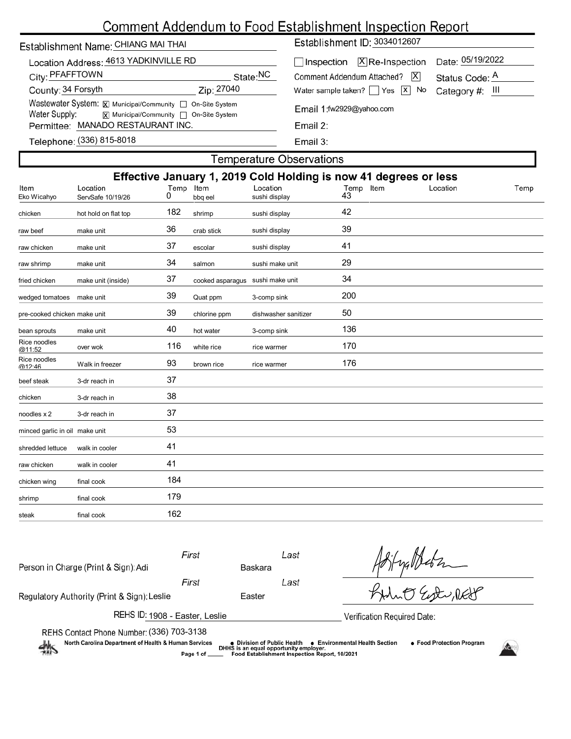# Comment Addendum to Food Establishment Inspection Report

Establishment Name: CHIANG MAI THAI

Location Address: 4613 YADKINVILLE RD

City: PFAFFTOWN State: NC

County: 34 Forsyth Zip: 27040

Wastewater System: [X] Municipal/Community [ ] On-Site System

Water Supply: [X] Municipal/Community [ ] On-Site System

Permittee: MANADO RESTAURANT INC.

Telephone: (336) 815-8018

Establishment ID: 3034012607

[ ] Inspection [X] Re-Inspection Date: 05/19/2022

Comment Addendum Attached? [X] Status Code: A

Water sample taken? [ ] Yes [X] No Category #: III

Email 1: fw2929@yahoo.com

Email 2:

Email 3:

## Temperature Observations

### Effective January 1, 2019 Cold Holding is now 41 degrees or less

| Item | Location | Temp | Item | Location | Temp | Item | Location | Temp |
|---|---|---|---|---|---|---|---|---|
| Eko Wicahyo | ServSafe 10/19/26 | 0 | bbq eel | sushi display | 43 | | | |
| chicken | hot hold on flat top | 182 | shrimp | sushi display | 42 | | | |
| raw beef | make unit | 36 | crab stick | sushi display | 39 | | | |
| raw chicken | make unit | 37 | escolar | sushi display | 41 | | | |
| raw shrimp | make unit | 34 | salmon | sushi make unit | 29 | | | |
| fried chicken | make unit (inside) | 37 | cooked asparagus | sushi make unit | 34 | | | |
| wedged tomatoes | make unit | 39 | Quat ppm | 3-comp sink | 200 | | | |
| pre-cooked chicken | make unit | 39 | chlorine ppm | dishwasher sanitizer | 50 | | | |
| bean sprouts | make unit | 40 | hot water | 3-comp sink | 136 | | | |
| Rice noodles @11:52 | over wok | 116 | white rice | rice warmer | 170 | | | |
| Rice noodles @12:46 | Walk in freezer | 93 | brown rice | rice warmer | 176 | | | |
| beef steak | 3-dr reach in | 37 | | | | | | |
| chicken | 3-dr reach in | 38 | | | | | | |
| noodles x 2 | 3-dr reach in | 37 | | | | | | |
| minced garlic in oil | make unit | 53 | | | | | | |
| shredded lettuce | walk in cooler | 41 | | | | | | |
| raw chicken | walk in cooler | 41 | | | | | | |
| chicken wing | final cook | 184 | | | | | | |
| shrimp | final cook | 179 | | | | | | |
| steak | final cook | 162 | | | | | | |

Person in Charge (Print & Sign): First Adi Last Baskara

Regulatory Authority (Print & Sign): First Leslie Last Easter

REHS ID: 1908 - Easter, Leslie

Verification Required Date:

REHS Contact Phone Number: (336) 703-3138

North Carolina Department of Health & Human Services • Division of Public Health • Environmental Health Section • Food Protection Program

DHHS is an equal opportunity employer.

Food Establishment Inspection Report, 10/2021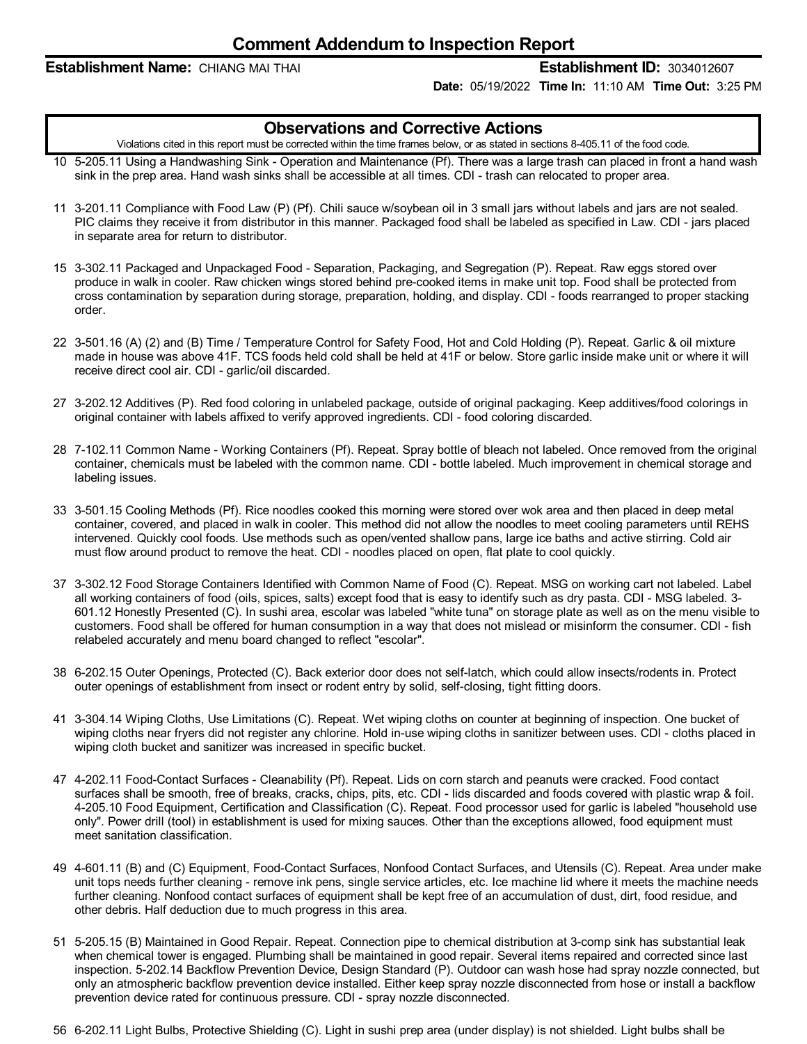# Comment Addendum to Inspection Report

**Establishment Name:** CHIANG MAI THAI **Establishment ID:** 3034012607

**Date:** 05/19/2022 **Time In:** 11:10 AM **Time Out:** 3:25 PM

## Observations and Corrective Actions

Violations cited in this report must be corrected within the time frames below, or as stated in sections 8-405.11 of the food code.

10 5-205.11 Using a Handwashing Sink - Operation and Maintenance (Pf). There was a large trash can placed in front a hand wash sink in the prep area. Hand wash sinks shall be accessible at all times. CDI - trash can relocated to proper area.

11 3-201.11 Compliance with Food Law (P) (Pf). Chili sauce w/soybean oil in 3 small jars without labels and jars are not sealed. PIC claims they receive it from distributor in this manner. Packaged food shall be labeled as specified in Law. CDI - jars placed in separate area for return to distributor.

15 3-302.11 Packaged and Unpackaged Food - Separation, Packaging, and Segregation (P). Repeat. Raw eggs stored over produce in walk in cooler. Raw chicken wings stored behind pre-cooked items in make unit top. Food shall be protected from cross contamination by separation during storage, preparation, holding, and display. CDI - foods rearranged to proper stacking order.

22 3-501.16 (A) (2) and (B) Time / Temperature Control for Safety Food, Hot and Cold Holding (P). Repeat. Garlic & oil mixture made in house was above 41F. TCS foods held cold shall be held at 41F or below. Store garlic inside make unit or where it will receive direct cool air. CDI - garlic/oil discarded.

27 3-202.12 Additives (P). Red food coloring in unlabeled package, outside of original packaging. Keep additives/food colorings in original container with labels affixed to verify approved ingredients. CDI - food coloring discarded.

28 7-102.11 Common Name - Working Containers (Pf). Repeat. Spray bottle of bleach not labeled. Once removed from the original container, chemicals must be labeled with the common name. CDI - bottle labeled. Much improvement in chemical storage and labeling issues.

33 3-501.15 Cooling Methods (Pf). Rice noodles cooked this morning were stored over wok area and then placed in deep metal container, covered, and placed in walk in cooler. This method did not allow the noodles to meet cooling parameters until REHS intervened. Quickly cool foods. Use methods such as open/vented shallow pans, large ice baths and active stirring. Cold air must flow around product to remove the heat. CDI - noodles placed on open, flat plate to cool quickly.

37 3-302.12 Food Storage Containers Identified with Common Name of Food (C). Repeat. MSG on working cart not labeled. Label all working containers of food (oils, spices, salts) except food that is easy to identify such as dry pasta. CDI - MSG labeled. 3-601.12 Honestly Presented (C). In sushi area, escolar was labeled "white tuna" on storage plate as well as on the menu visible to customers. Food shall be offered for human consumption in a way that does not mislead or misinform the consumer. CDI - fish relabeled accurately and menu board changed to reflect "escolar".

38 6-202.15 Outer Openings, Protected (C). Back exterior door does not self-latch, which could allow insects/rodents in. Protect outer openings of establishment from insect or rodent entry by solid, self-closing, tight fitting doors.

41 3-304.14 Wiping Cloths, Use Limitations (C). Repeat. Wet wiping cloths on counter at beginning of inspection. One bucket of wiping cloths near fryers did not register any chlorine. Hold in-use wiping cloths in sanitizer between uses. CDI - cloths placed in wiping cloth bucket and sanitizer was increased in specific bucket.

47 4-202.11 Food-Contact Surfaces - Cleanability (Pf). Repeat. Lids on corn starch and peanuts were cracked. Food contact surfaces shall be smooth, free of breaks, cracks, chips, pits, etc. CDI - lids discarded and foods covered with plastic wrap & foil. 4-205.10 Food Equipment, Certification and Classification (C). Repeat. Food processor used for garlic is labeled "household use only". Power drill (tool) in establishment is used for mixing sauces. Other than the exceptions allowed, food equipment must meet sanitation classification.

49 4-601.11 (B) and (C) Equipment, Food-Contact Surfaces, Nonfood Contact Surfaces, and Utensils (C). Repeat. Area under make unit tops needs further cleaning - remove ink pens, single service articles, etc. Ice machine lid where it meets the machine needs further cleaning. Nonfood contact surfaces of equipment shall be kept free of an accumulation of dust, dirt, food residue, and other debris. Half deduction due to much progress in this area.

51 5-205.15 (B) Maintained in Good Repair. Repeat. Connection pipe to chemical distribution at 3-comp sink has substantial leak when chemical tower is engaged. Plumbing shall be maintained in good repair. Several items repaired and corrected since last inspection. 5-202.14 Backflow Prevention Device, Design Standard (P). Outdoor can wash hose had spray nozzle connected, but only an atmospheric backflow prevention device installed. Either keep spray nozzle disconnected from hose or install a backflow prevention device rated for continuous pressure. CDI - spray nozzle disconnected.

56 6-202.11 Light Bulbs, Protective Shielding (C). Light in sushi prep area (under display) is not shielded. Light bulbs shall be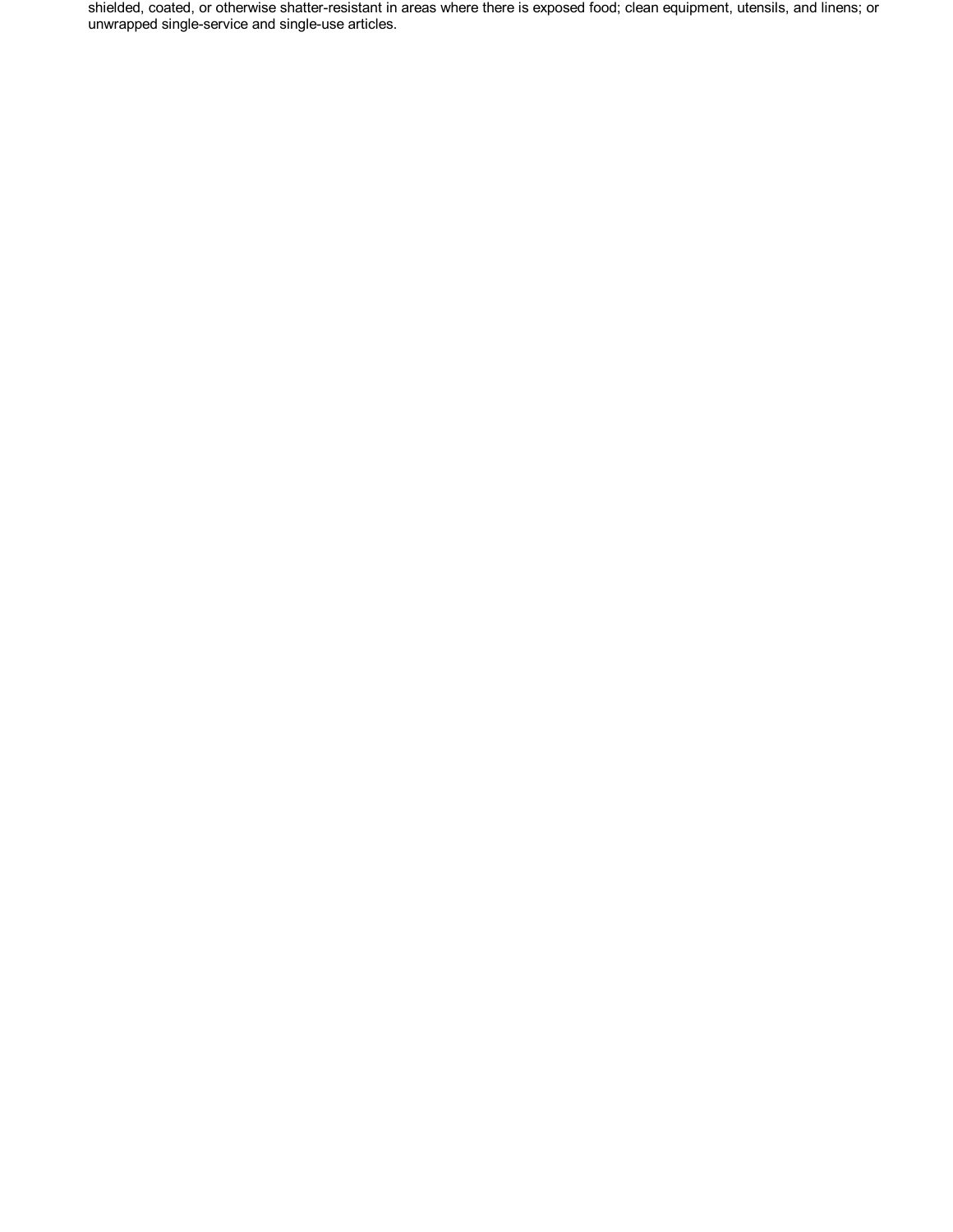shielded, coated, or otherwise shatter-resistant in areas where there is exposed food; clean equipment, utensils, and linens; or unwrapped single-service and single-use articles.